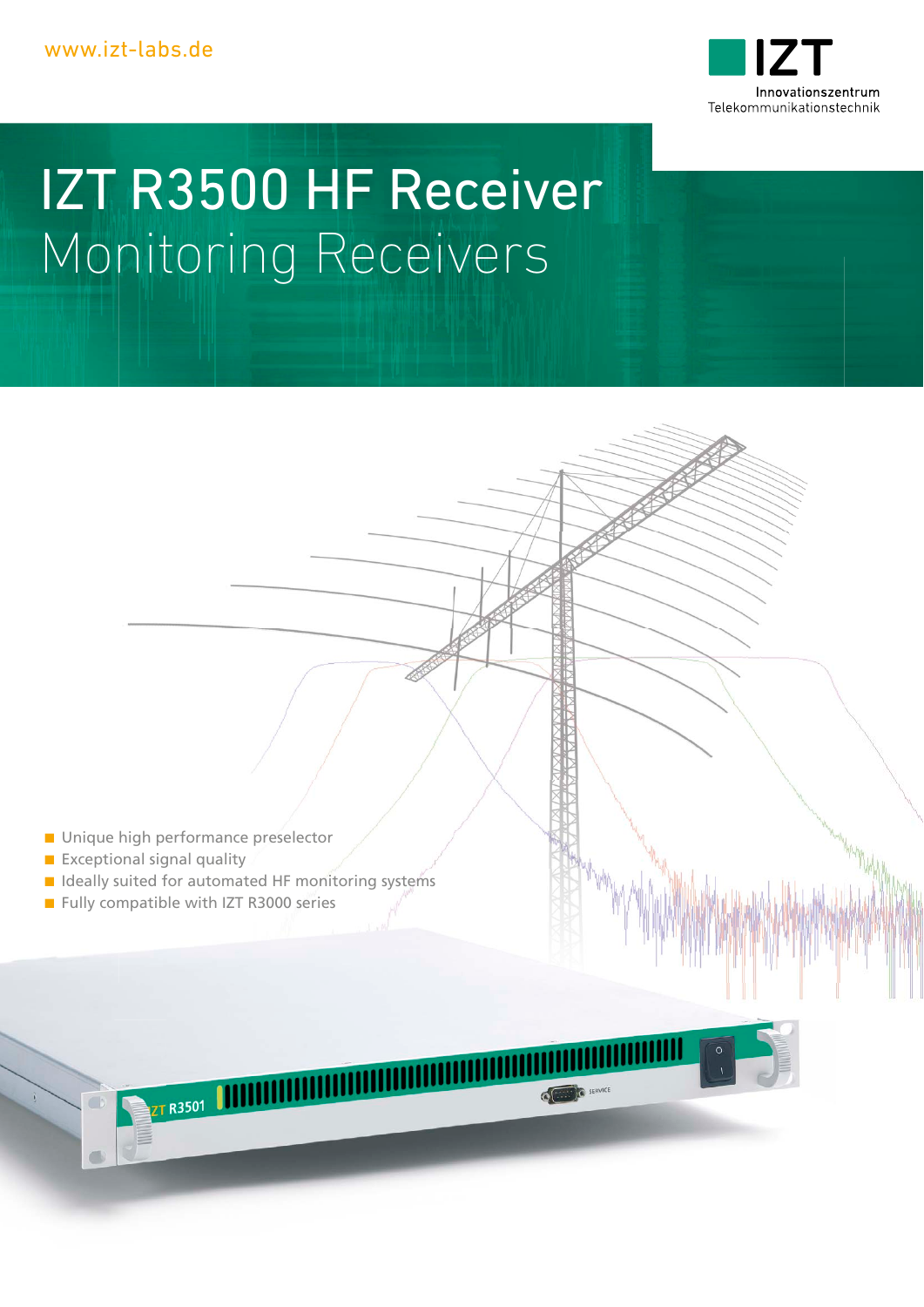www.izt-labs.de

IZT
Innovationszentrum
Telekommunikationstechnik

# IZT R3500 HF Receiver

## Monitoring Receivers

- Unique high performance preselector
- Exceptional signal quality
- Ideally suited for automated HF monitoring systems
- Fully compatible with IZT R3000 series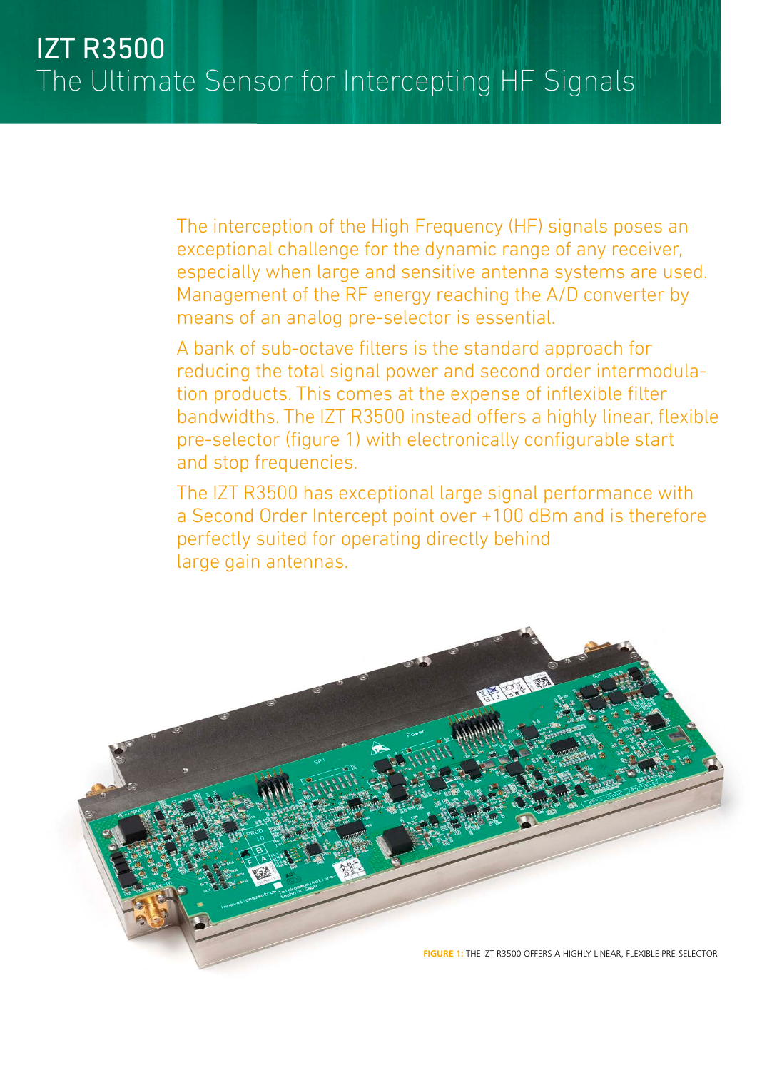# IZT R3500

## The Ultimate Sensor for Intercepting HF Signals

The interception of the High Frequency (HF) signals poses an exceptional challenge for the dynamic range of any receiver, especially when large and sensitive antenna systems are used. Management of the RF energy reaching the A/D converter by means of an analog pre-selector is essential.

A bank of sub-octave filters is the standard approach for reducing the total signal power and second order intermodulation products. This comes at the expense of inflexible filter bandwidths. The IZT R3500 instead offers a highly linear, flexible pre-selector (figure 1) with electronically configurable start and stop frequencies.

The IZT R3500 has exceptional large signal performance with a Second Order Intercept point over +100 dBm and is therefore perfectly suited for operating directly behind large gain antennas.

**FIGURE 1:** THE IZT R3500 OFFERS A HIGHLY LINEAR, FLEXIBLE PRE-SELECTOR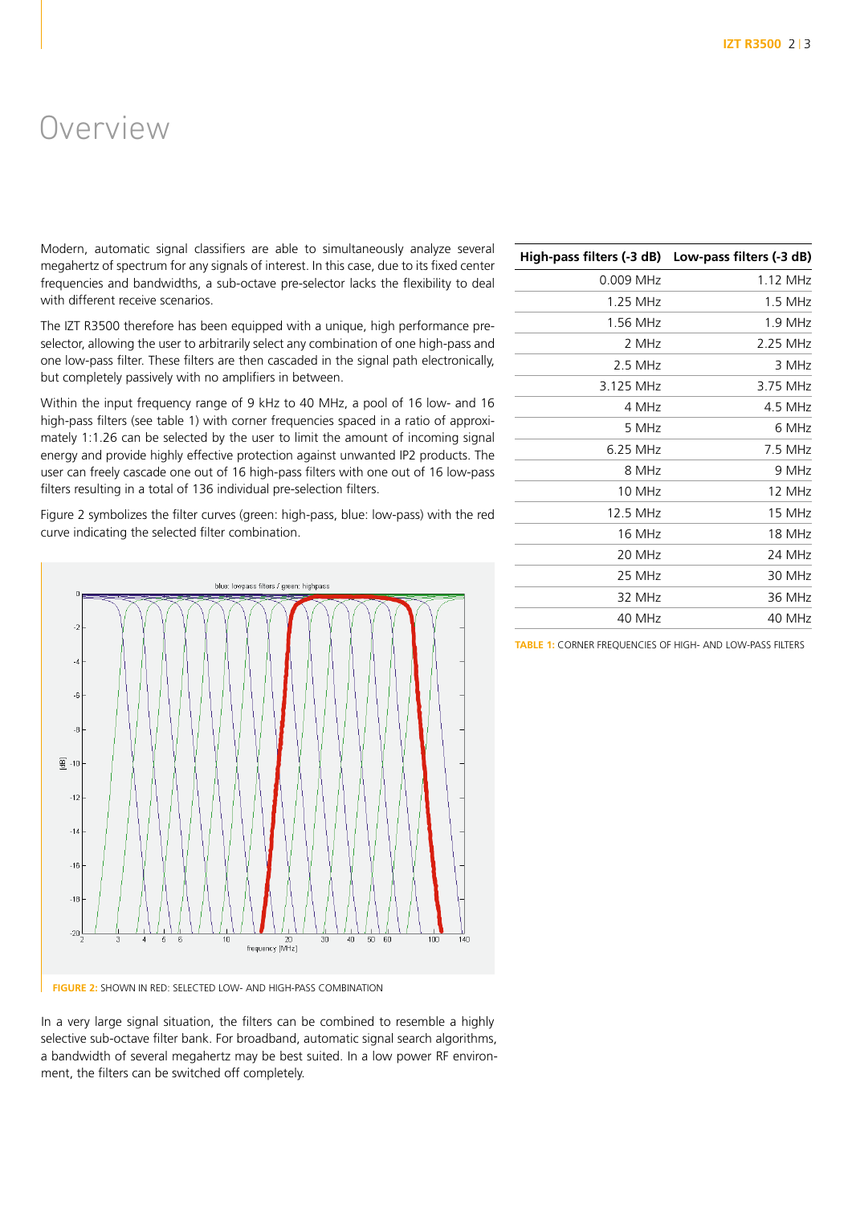# Overview

Modern, automatic signal classifiers are able to simultaneously analyze several megahertz of spectrum for any signals of interest. In this case, due to its fixed center frequencies and bandwidths, a sub-octave pre-selector lacks the flexibility to deal with different receive scenarios.

The IZT R3500 therefore has been equipped with a unique, high performance pre-selector, allowing the user to arbitrarily select any combination of one high-pass and one low-pass filter. These filters are then cascaded in the signal path electronically, but completely passively with no amplifiers in between.

Within the input frequency range of 9 kHz to 40 MHz, a pool of 16 low- and 16 high-pass filters (see table 1) with corner frequencies spaced in a ratio of approximately 1:1.26 can be selected by the user to limit the amount of incoming signal energy and provide highly effective protection against unwanted IP2 products. The user can freely cascade one out of 16 high-pass filters with one out of 16 low-pass filters resulting in a total of 136 individual pre-selection filters.

Figure 2 symbolizes the filter curves (green: high-pass, blue: low-pass) with the red curve indicating the selected filter combination.

FIGURE 2: SHOWN IN RED: SELECTED LOW- AND HIGH-PASS COMBINATION

In a very large signal situation, the filters can be combined to resemble a highly selective sub-octave filter bank. For broadband, automatic signal search algorithms, a bandwidth of several megahertz may be best suited. In a low power RF environment, the filters can be switched off completely.

| High-pass filters (-3 dB) | Low-pass filters (-3 dB) |
|---|---|
| 0.009 MHz | 1.12 MHz |
| 1.25 MHz | 1.5 MHz |
| 1.56 MHz | 1.9 MHz |
| 2 MHz | 2.25 MHz |
| 2.5 MHz | 3 MHz |
| 3.125 MHz | 3.75 MHz |
| 4 MHz | 4.5 MHz |
| 5 MHz | 6 MHz |
| 6.25 MHz | 7.5 MHz |
| 8 MHz | 9 MHz |
| 10 MHz | 12 MHz |
| 12.5 MHz | 15 MHz |
| 16 MHz | 18 MHz |
| 20 MHz | 24 MHz |
| 25 MHz | 30 MHz |
| 32 MHz | 36 MHz |
| 40 MHz | 40 MHz |

TABLE 1: CORNER FREQUENCIES OF HIGH- AND LOW-PASS FILTERS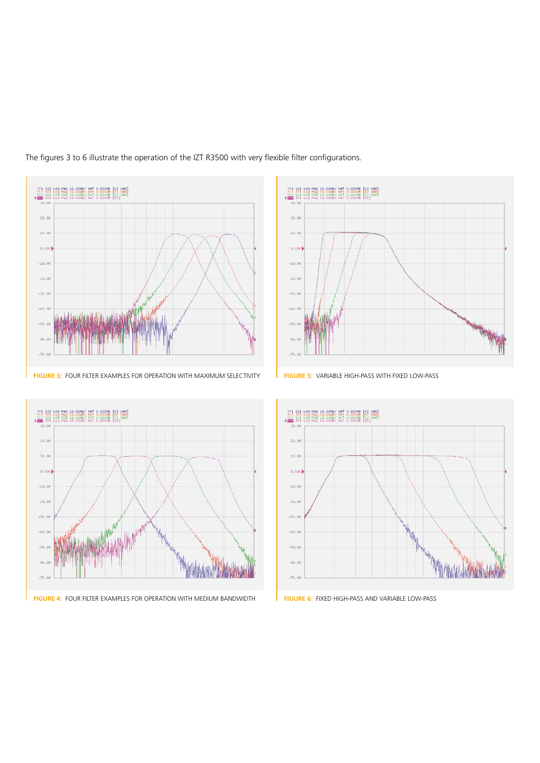The figures 3 to 6 illustrate the operation of the IZT R3500 with very flexible filter configurations.

**FIGURE 3:** FOUR FILTER EXAMPLES FOR OPERATION WITH MAXIMUM SELECTIVITY

**FIGURE 5:** VARIABLE HIGH-PASS WITH FIXED LOW-PASS

**FIGURE 4:** FOUR FILTER EXAMPLES FOR OPERATION WITH MEDIUM BANDWIDTH

**FIGURE 6:** FIXED HIGH-PASS AND VARIABLE LOW-PASS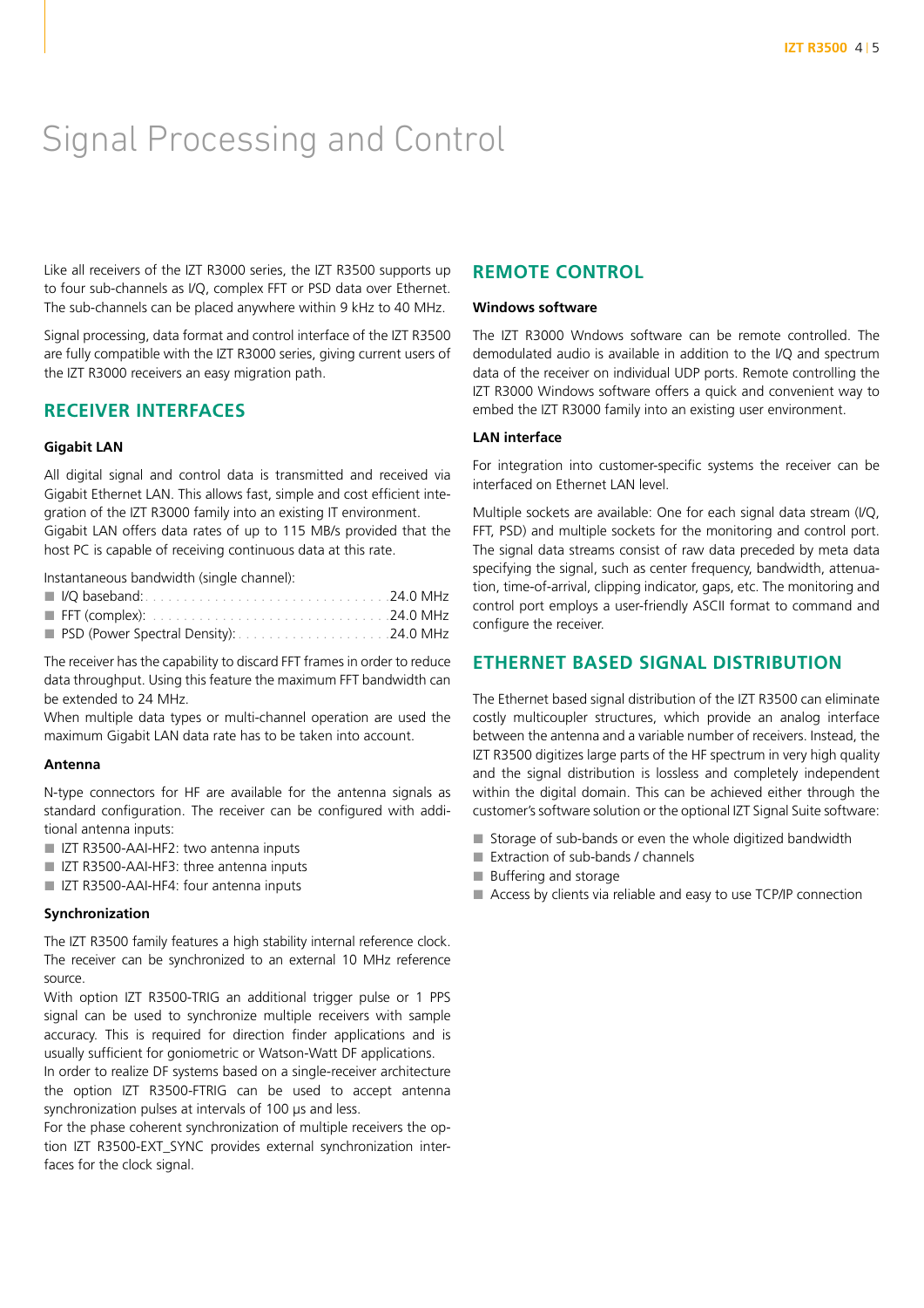# Signal Processing and Control

Like all receivers of the IZT R3000 series, the IZT R3500 supports up to four sub-channels as I/Q, complex FFT or PSD data over Ethernet. The sub-channels can be placed anywhere within 9 kHz to 40 MHz.

Signal processing, data format and control interface of the IZT R3500 are fully compatible with the IZT R3000 series, giving current users of the IZT R3000 receivers an easy migration path.

## RECEIVER INTERFACES

### Gigabit LAN

All digital signal and control data is transmitted and received via Gigabit Ethernet LAN. This allows fast, simple and cost efficient integration of the IZT R3000 family into an existing IT environment.
Gigabit LAN offers data rates of up to 115 MB/s provided that the host PC is capable of receiving continuous data at this rate.

Instantaneous bandwidth (single channel):

- I/Q baseband: 24.0 MHz
- FFT (complex): 24.0 MHz
- PSD (Power Spectral Density): 24.0 MHz

The receiver has the capability to discard FFT frames in order to reduce data throughput. Using this feature the maximum FFT bandwidth can be extended to 24 MHz.
When multiple data types or multi-channel operation are used the maximum Gigabit LAN data rate has to be taken into account.

### Antenna

N-type connectors for HF are available for the antenna signals as standard configuration. The receiver can be configured with additional antenna inputs:

- IZT R3500-AAI-HF2: two antenna inputs
- IZT R3500-AAI-HF3: three antenna inputs
- IZT R3500-AAI-HF4: four antenna inputs

### Synchronization

The IZT R3500 family features a high stability internal reference clock. The receiver can be synchronized to an external 10 MHz reference source.
With option IZT R3500-TRIG an additional trigger pulse or 1 PPS signal can be used to synchronize multiple receivers with sample accuracy. This is required for direction finder applications and is usually sufficient for goniometric or Watson-Watt DF applications.
In order to realize DF systems based on a single-receiver architecture the option IZT R3500-FTRIG can be used to accept antenna synchronization pulses at intervals of 100 µs and less.
For the phase coherent synchronization of multiple receivers the option IZT R3500-EXT_SYNC provides external synchronization interfaces for the clock signal.

## REMOTE CONTROL

### Windows software

The IZT R3000 Wndows software can be remote controlled. The demodulated audio is available in addition to the I/Q and spectrum data of the receiver on individual UDP ports. Remote controlling the IZT R3000 Windows software offers a quick and convenient way to embed the IZT R3000 family into an existing user environment.

### LAN interface

For integration into customer-specific systems the receiver can be interfaced on Ethernet LAN level.

Multiple sockets are available: One for each signal data stream (I/Q, FFT, PSD) and multiple sockets for the monitoring and control port. The signal data streams consist of raw data preceded by meta data specifying the signal, such as center frequency, bandwidth, attenuation, time-of-arrival, clipping indicator, gaps, etc. The monitoring and control port employs a user-friendly ASCII format to command and configure the receiver.

## ETHERNET BASED SIGNAL DISTRIBUTION

The Ethernet based signal distribution of the IZT R3500 can eliminate costly multicoupler structures, which provide an analog interface between the antenna and a variable number of receivers. Instead, the IZT R3500 digitizes large parts of the HF spectrum in very high quality and the signal distribution is lossless and completely independent within the digital domain. This can be achieved either through the customer's software solution or the optional IZT Signal Suite software:

- Storage of sub-bands or even the whole digitized bandwidth
- Extraction of sub-bands / channels
- Buffering and storage
- Access by clients via reliable and easy to use TCP/IP connection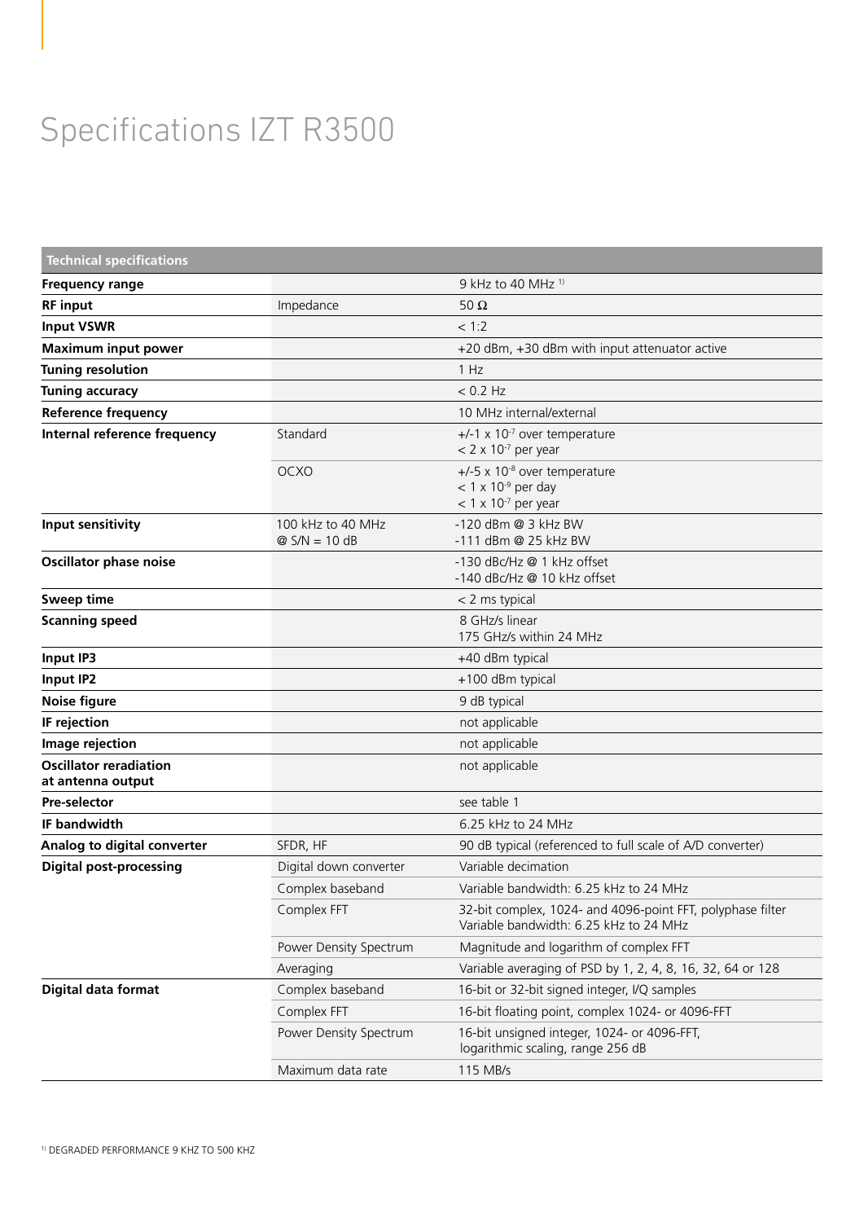# Specifications IZT R3500

| Technical specifications | | |
|---|---|---|
| **Frequency range** | | 9 kHz to 40 MHz [1] |
| **RF input** | Impedance | 50 Ω |
| **Input VSWR** | | < 1:2 |
| **Maximum input power** | | +20 dBm, +30 dBm with input attenuator active |
| **Tuning resolution** | | 1 Hz |
| **Tuning accuracy** | | < 0.2 Hz |
| **Reference frequency** | | 10 MHz internal/external |
| **Internal reference frequency** | Standard | +/-1 x $10^{-7}$ over temperature<br>< 2 x $10^{-7}$ per year |
| | OCXO | +/-5 x $10^{-8}$ over temperature<br>< 1 x $10^{-9}$ per day<br>< 1 x $10^{-7}$ per year |
| **Input sensitivity** | 100 kHz to 40 MHz<br>@ S/N = 10 dB | -120 dBm @ 3 kHz BW<br>-111 dBm @ 25 kHz BW |
| **Oscillator phase noise** | | -130 dBc/Hz @ 1 kHz offset<br>-140 dBc/Hz @ 10 kHz offset |
| **Sweep time** | | < 2 ms typical |
| **Scanning speed** | | 8 GHz/s linear<br>175 GHz/s within 24 MHz |
| **Input IP3** | | +40 dBm typical |
| **Input IP2** | | +100 dBm typical |
| **Noise figure** | | 9 dB typical |
| **IF rejection** | | not applicable |
| **Image rejection** | | not applicable |
| **Oscillator reradiation at antenna output** | | not applicable |
| **Pre-selector** | | see table 1 |
| **IF bandwidth** | | 6.25 kHz to 24 MHz |
| **Analog to digital converter** | SFDR, HF | 90 dB typical (referenced to full scale of A/D converter) |
| **Digital post-processing** | Digital down converter | Variable decimation |
| | Complex baseband | Variable bandwidth: 6.25 kHz to 24 MHz |
| | Complex FFT | 32-bit complex, 1024- and 4096-point FFT, polyphase filter<br>Variable bandwidth: 6.25 kHz to 24 MHz |
| | Power Density Spectrum | Magnitude and logarithm of complex FFT |
| | Averaging | Variable averaging of PSD by 1, 2, 4, 8, 16, 32, 64 or 128 |
| **Digital data format** | Complex baseband | 16-bit or 32-bit signed integer, I/Q samples |
| | Complex FFT | 16-bit floating point, complex 1024- or 4096-FFT |
| | Power Density Spectrum | 16-bit unsigned integer, 1024- or 4096-FFT,<br>logarithmic scaling, range 256 dB |
| | Maximum data rate | 115 MB/s |

[1] DEGRADED PERFORMANCE 9 KHZ TO 500 KHZ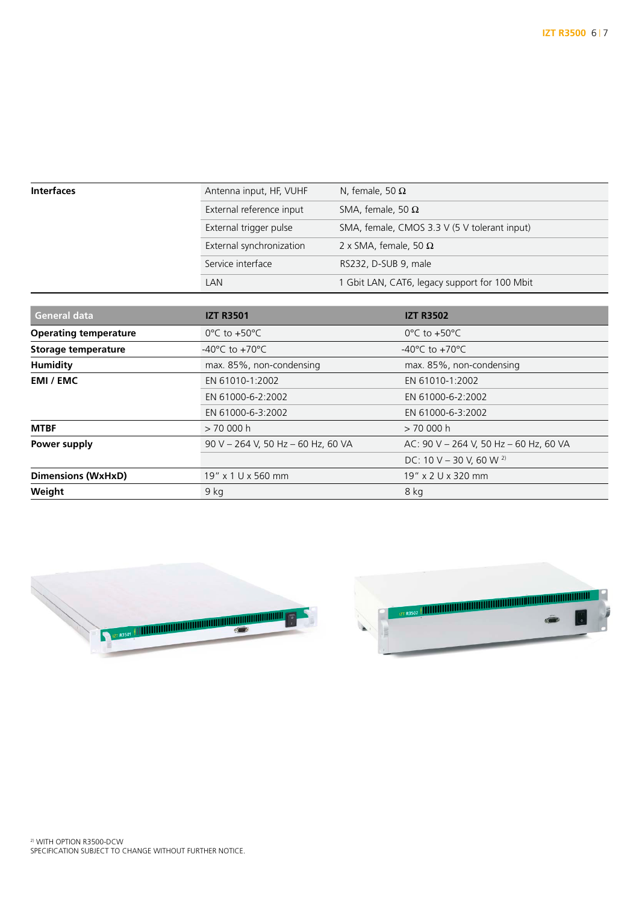| Interfaces | | |
|---|---|---|
| | Antenna input, HF, VUHF | N, female, 50 Ω |
| | External reference input | SMA, female, 50 Ω |
| | External trigger pulse | SMA, female, CMOS 3.3 V (5 V tolerant input) |
| | External synchronization | 2 x SMA, female, 50 Ω |
| | Service interface | RS232, D-SUB 9, male |
| | LAN | 1 Gbit LAN, CAT6, legacy support for 100 Mbit |

| General data | IZT R3501 | IZT R3502 |
|---|---|---|
| **Operating temperature** | 0°C to +50°C | 0°C to +50°C |
| **Storage temperature** | -40°C to +70°C | -40°C to +70°C |
| **Humidity** | max. 85%, non-condensing | max. 85%, non-condensing |
| **EMI / EMC** | EN 61010-1:2002 | EN 61010-1:2002 |
| | EN 61000-6-2:2002 | EN 61000-6-2:2002 |
| | EN 61000-6-3:2002 | EN 61000-6-3:2002 |
| **MTBF** | > 70 000 h | > 70 000 h |
| **Power supply** | 90 V – 264 V, 50 Hz – 60 Hz, 60 VA | AC: 90 V – 264 V, 50 Hz – 60 Hz, 60 VA |
| | | DC: 10 V – 30 V, 60 W [2] |
| **Dimensions (WxHxD)** | 19" x 1 U x 560 mm | 19" x 2 U x 320 mm |
| **Weight** | 9 kg | 8 kg |

[2] WITH OPTION R3500-DCW
SPECIFICATION SUBJECT TO CHANGE WITHOUT FURTHER NOTICE.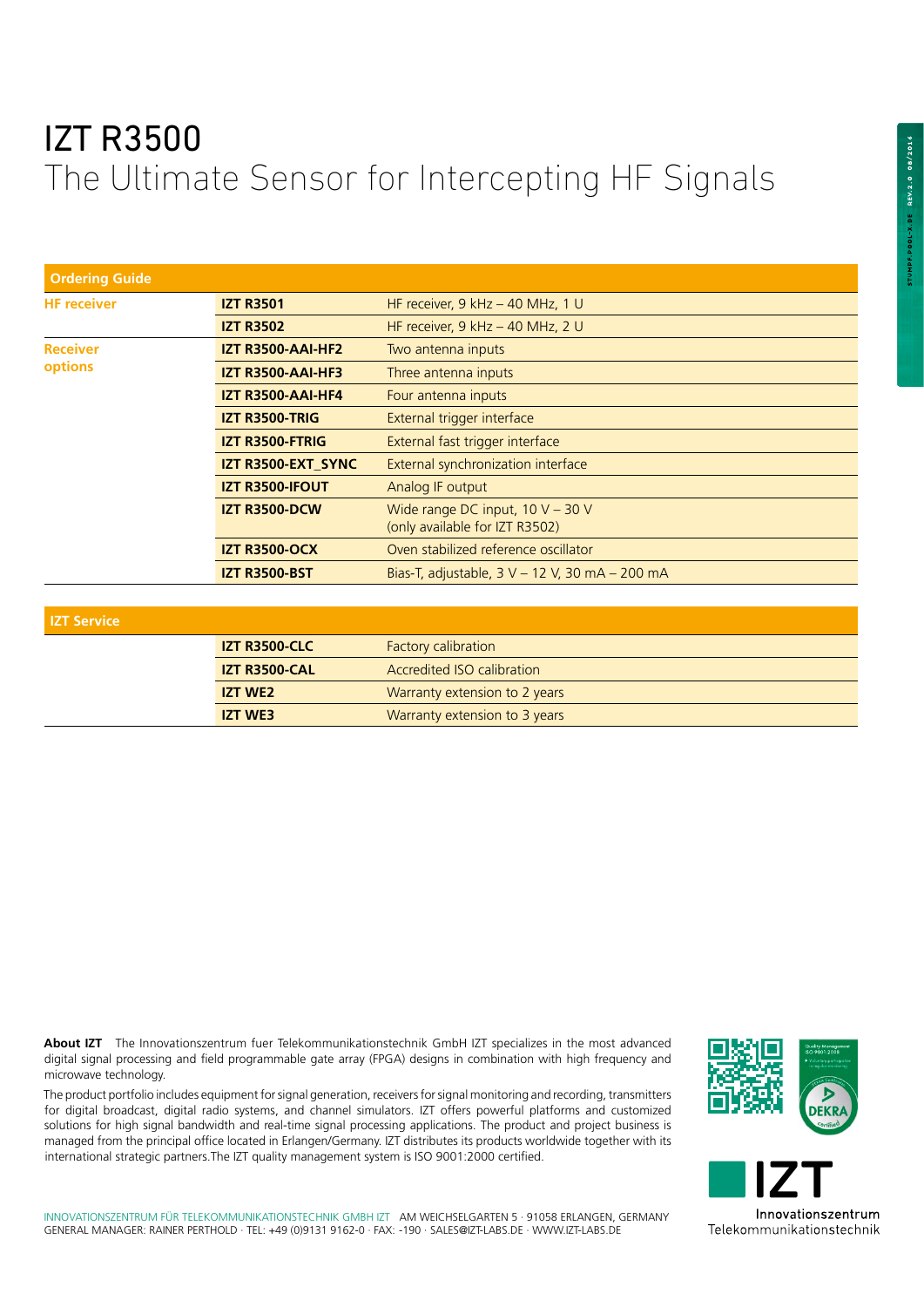# IZT R3500

## The Ultimate Sensor for Intercepting HF Signals

| Ordering Guide | | |
|---|---|---|
| **HF receiver** | **IZT R3501** | HF receiver, 9 kHz – 40 MHz, 1 U |
| | **IZT R3502** | HF receiver, 9 kHz – 40 MHz, 2 U |
| **Receiver options** | **IZT R3500-AAI-HF2** | Two antenna inputs |
| | **IZT R3500-AAI-HF3** | Three antenna inputs |
| | **IZT R3500-AAI-HF4** | Four antenna inputs |
| | **IZT R3500-TRIG** | External trigger interface |
| | **IZT R3500-FTRIG** | External fast trigger interface |
| | **IZT R3500-EXT_SYNC** | External synchronization interface |
| | **IZT R3500-IFOUT** | Analog IF output |
| | **IZT R3500-DCW** | Wide range DC input, 10 V – 30 V (only available for IZT R3502) |
| | **IZT R3500-OCX** | Oven stabilized reference oscillator |
| | **IZT R3500-BST** | Bias-T, adjustable, 3 V – 12 V, 30 mA – 200 mA |

| IZT Service | | |
|---|---|---|
| | **IZT R3500-CLC** | Factory calibration |
| | **IZT R3500-CAL** | Accredited ISO calibration |
| | **IZT WE2** | Warranty extension to 2 years |
| | **IZT WE3** | Warranty extension to 3 years |

**About IZT** The Innovationszentrum fuer Telekommunikationstechnik GmbH IZT specializes in the most advanced digital signal processing and field programmable gate array (FPGA) designs in combination with high frequency and microwave technology.

The product portfolio includes equipment for signal generation, receivers for signal monitoring and recording, transmitters for digital broadcast, digital radio systems, and channel simulators. IZT offers powerful platforms and customized solutions for high signal bandwidth and real-time signal processing applications. The product and project business is managed from the principal office located in Erlangen/Germany. IZT distributes its products worldwide together with its international strategic partners.The IZT quality management system is ISO 9001:2000 certified.

INNOVATIONSZENTRUM FÜR TELEKOMMUNIKATIONSTECHNIK GMBH IZT AM WEICHSELGARTEN 5 · 91058 ERLANGEN, GERMANY
GENERAL MANAGER: RAINER PERTHOLD · TEL: +49 (0)9131 9162-0 · FAX: -190 · SALES@IZT-LABS.DE · WWW.IZT-LABS.DE

IZT Innovationszentrum Telekommunikationstechnik